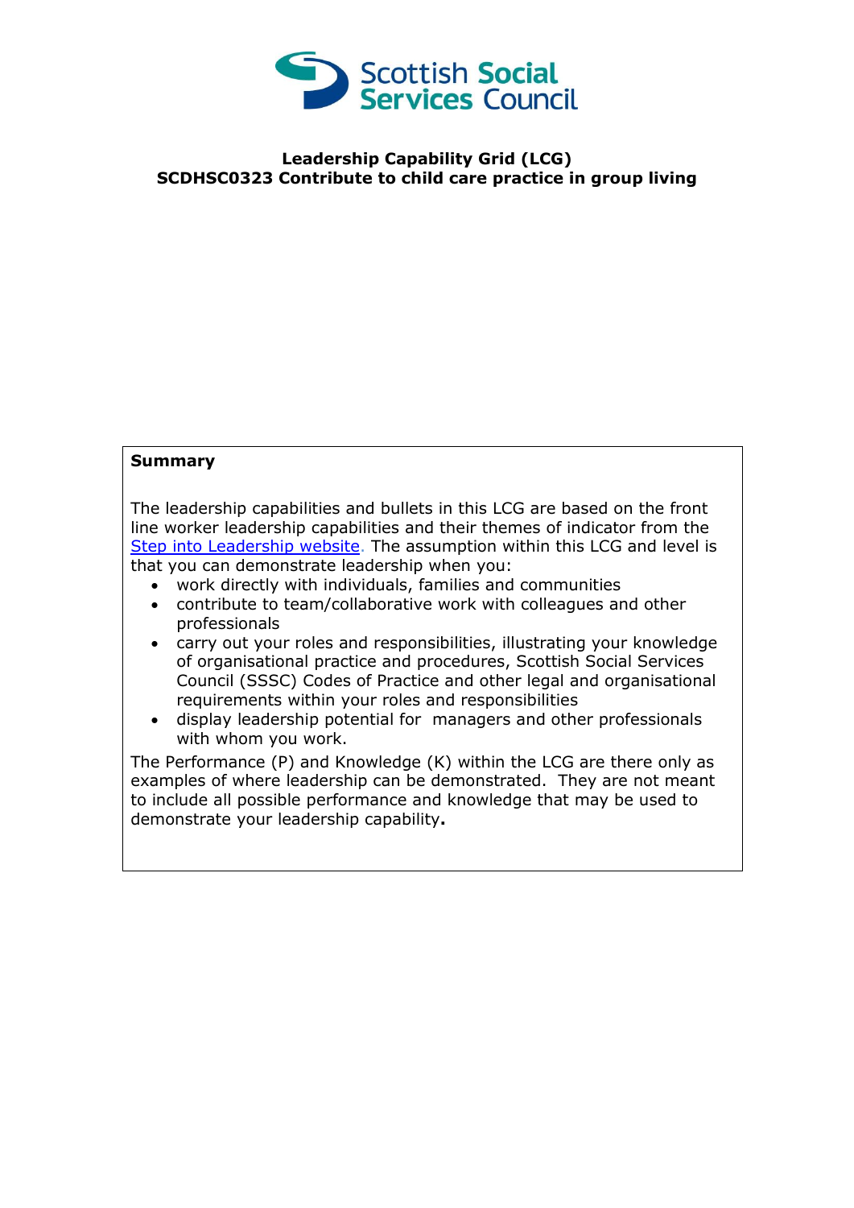**Leadership Capability Grid (LCG)**
**SCDHSC0323 Contribute to child care practice in group living**

**Summary**

The leadership capabilities and bullets in this LCG are based on the front line worker leadership capabilities and their themes of indicator from the [Step into Leadership website](). The assumption within this LCG and level is that you can demonstrate leadership when you:

- work directly with individuals, families and communities
- contribute to team/collaborative work with colleagues and other professionals
- carry out your roles and responsibilities, illustrating your knowledge of organisational practice and procedures, Scottish Social Services Council (SSSC) Codes of Practice and other legal and organisational requirements within your roles and responsibilities
- display leadership potential for managers and other professionals with whom you work.

The Performance (P) and Knowledge (K) within the LCG are there only as examples of where leadership can be demonstrated. They are not meant to include all possible performance and knowledge that may be used to demonstrate your leadership capability**.**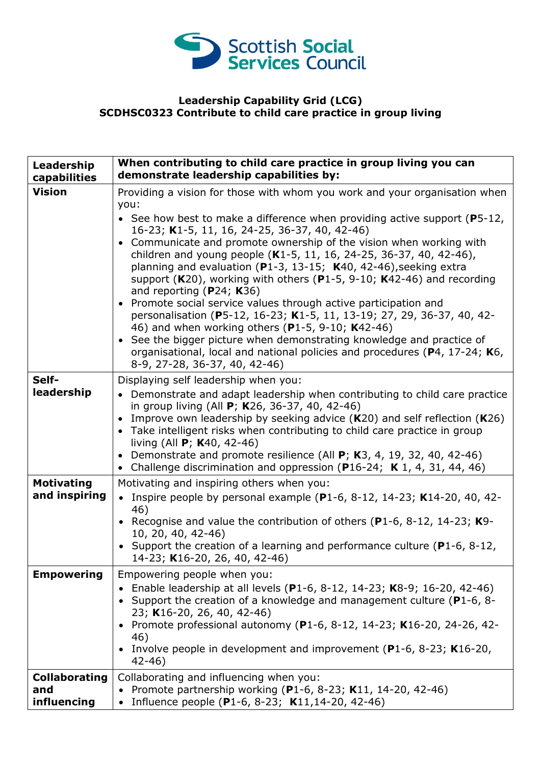**Scottish Social Services Council**

**Leadership Capability Grid (LCG)**
**SCDHSC0323 Contribute to child care practice in group living**

| **Leadership capabilities** | **When contributing to child care practice in group living you can demonstrate leadership capabilities by:** |
|---|---|
| **Vision** | Providing a vision for those with whom you work and your organisation when you:<br>• See how best to make a difference when providing active support (**P**5-12, 16-23; **K**1-5, 11, 16, 24-25, 36-37, 40, 42-46)<br>• Communicate and promote ownership of the vision when working with children and young people (**K**1-5, 11, 16, 24-25, 36-37, 40, 42-46), planning and evaluation (**P**1-3, 13-15; **K**40, 42-46),seeking extra support (**K**20), working with others (**P**1-5, 9-10; **K**42-46) and recording and reporting (**P**24; **K**36)<br>• Promote social service values through active participation and personalisation (**P**5-12, 16-23; **K**1-5, 11, 13-19; 27, 29, 36-37, 40, 42-46) and when working others (**P**1-5, 9-10; **K**42-46)<br>• See the bigger picture when demonstrating knowledge and practice of organisational, local and national policies and procedures (**P**4, 17-24; **K**6, 8-9, 27-28, 36-37, 40, 42-46) |
| **Self-leadership** | Displaying self leadership when you:<br>• Demonstrate and adapt leadership when contributing to child care practice in group living (All **P**; **K**26, 36-37, 40, 42-46)<br>• Improve own leadership by seeking advice (**K**20) and self reflection (**K**26)<br>• Take intelligent risks when contributing to child care practice in group living (All **P**; **K**40, 42-46)<br>• Demonstrate and promote resilience (All **P**; **K**3, 4, 19, 32, 40, 42-46)<br>• Challenge discrimination and oppression (**P**16-24; **K** 1, 4, 31, 44, 46) |
| **Motivating and inspiring** | Motivating and inspiring others when you:<br>• Inspire people by personal example (**P**1-6, 8-12, 14-23; **K**14-20, 40, 42-46)<br>• Recognise and value the contribution of others (**P**1-6, 8-12, 14-23; **K**9-10, 20, 40, 42-46)<br>• Support the creation of a learning and performance culture (**P**1-6, 8-12, 14-23; **K**16-20, 26, 40, 42-46) |
| **Empowering** | Empowering people when you:<br>• Enable leadership at all levels (**P**1-6, 8-12, 14-23; **K**8-9; 16-20, 42-46)<br>• Support the creation of a knowledge and management culture (**P**1-6, 8-23; **K**16-20, 26, 40, 42-46)<br>• Promote professional autonomy (**P**1-6, 8-12, 14-23; **K**16-20, 24-26, 42-46)<br>• Involve people in development and improvement (**P**1-6, 8-23; **K**16-20, 42-46) |
| **Collaborating and influencing** | Collaborating and influencing when you:<br>• Promote partnership working (**P**1-6, 8-23; **K**11, 14-20, 42-46)<br>• Influence people (**P**1-6, 8-23; **K**11,14-20, 42-46) |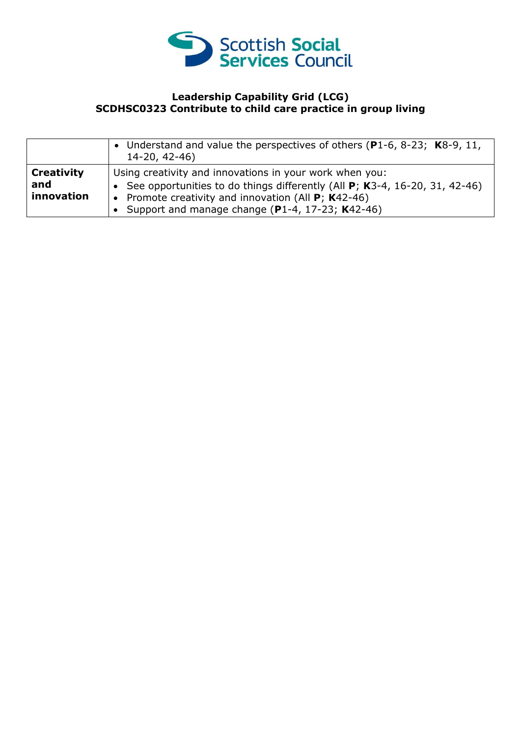**Leadership Capability Grid (LCG)**
**SCDHSC0323 Contribute to child care practice in group living**

| | |
|---|---|
| | • Understand and value the perspectives of others (**P**1-6, 8-23; **K**8-9, 11, 14-20, 42-46) |
| **Creativity and innovation** | Using creativity and innovations in your work when you:<br>• See opportunities to do things differently (All **P**; **K**3-4, 16-20, 31, 42-46)<br>• Promote creativity and innovation (All **P**; **K**42-46)<br>• Support and manage change (**P**1-4, 17-23; **K**42-46) |